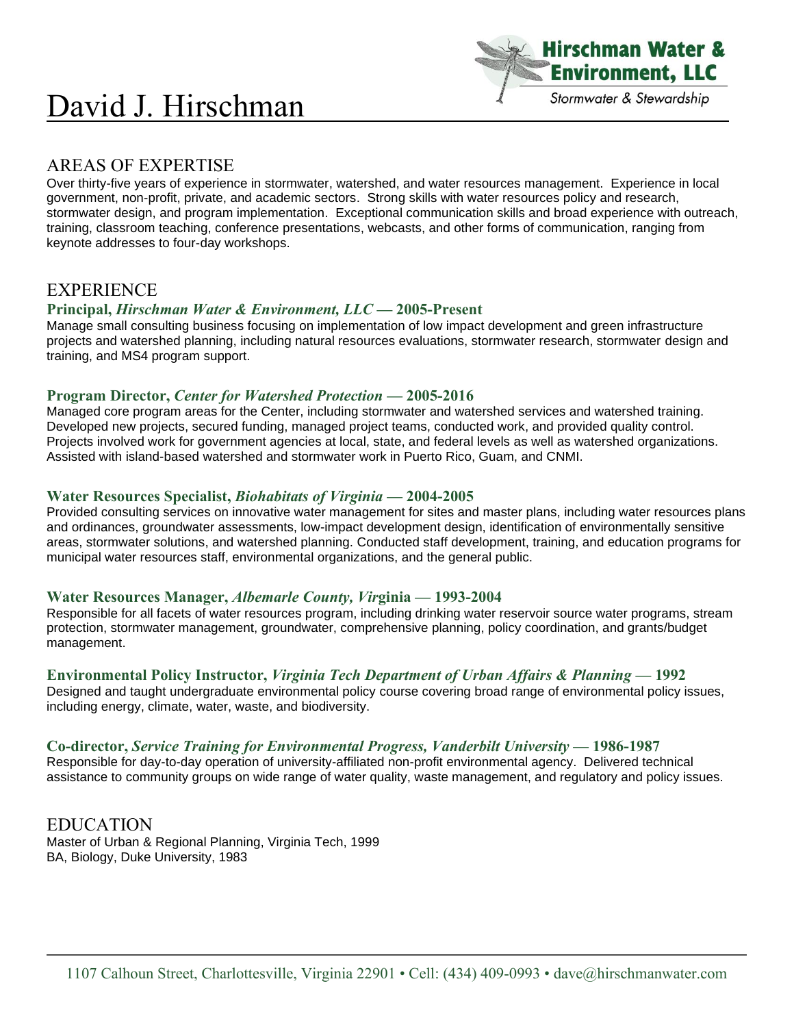# David J. Hirschman

Hirschman Water & Environment, LLC
*Stormwater & Stewardship*

## AREAS OF EXPERTISE

Over thirty-five years of experience in stormwater, watershed, and water resources management. Experience in local government, non-profit, private, and academic sectors. Strong skills with water resources policy and research, stormwater design, and program implementation. Exceptional communication skills and broad experience with outreach, training, classroom teaching, conference presentations, webcasts, and other forms of communication, ranging from keynote addresses to four-day workshops.

## EXPERIENCE

### Principal, *Hirschman Water & Environment, LLC* — 2005-Present

Manage small consulting business focusing on implementation of low impact development and green infrastructure projects and watershed planning, including natural resources evaluations, stormwater research, stormwater design and training, and MS4 program support.

### Program Director, *Center for Watershed Protection* — 2005-2016

Managed core program areas for the Center, including stormwater and watershed services and watershed training. Developed new projects, secured funding, managed project teams, conducted work, and provided quality control. Projects involved work for government agencies at local, state, and federal levels as well as watershed organizations. Assisted with island-based watershed and stormwater work in Puerto Rico, Guam, and CNMI.

### Water Resources Specialist, *Biohabitats of Virginia* — 2004-2005

Provided consulting services on innovative water management for sites and master plans, including water resources plans and ordinances, groundwater assessments, low-impact development design, identification of environmentally sensitive areas, stormwater solutions, and watershed planning. Conducted staff development, training, and education programs for municipal water resources staff, environmental organizations, and the general public.

### Water Resources Manager, *Albemarle County, Vir*ginia — 1993-2004

Responsible for all facets of water resources program, including drinking water reservoir source water programs, stream protection, stormwater management, groundwater, comprehensive planning, policy coordination, and grants/budget management.

### Environmental Policy Instructor, *Virginia Tech Department of Urban Affairs & Planning* — 1992

Designed and taught undergraduate environmental policy course covering broad range of environmental policy issues, including energy, climate, water, waste, and biodiversity.

### Co-director, *Service Training for Environmental Progress, Vanderbilt University* — 1986-1987

Responsible for day-to-day operation of university-affiliated non-profit environmental agency. Delivered technical assistance to community groups on wide range of water quality, waste management, and regulatory and policy issues.

## EDUCATION

Master of Urban & Regional Planning, Virginia Tech, 1999
BA, Biology, Duke University, 1983

1107 Calhoun Street, Charlottesville, Virginia 22901 • Cell: (434) 409-0993 • dave@hirschmanwater.com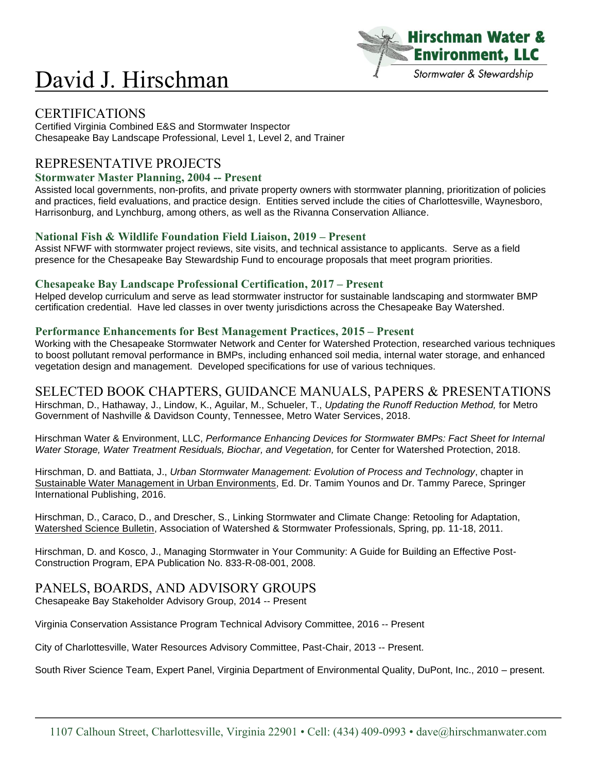# David J. Hirschman

**Hirschman Water & Environment, LLC**
*Stormwater & Stewardship*

## CERTIFICATIONS

Certified Virginia Combined E&S and Stormwater Inspector
Chesapeake Bay Landscape Professional, Level 1, Level 2, and Trainer

## REPRESENTATIVE PROJECTS

### Stormwater Master Planning, 2004 -- Present

Assisted local governments, non-profits, and private property owners with stormwater planning, prioritization of policies and practices, field evaluations, and practice design. Entities served include the cities of Charlottesville, Waynesboro, Harrisonburg, and Lynchburg, among others, as well as the Rivanna Conservation Alliance.

### National Fish & Wildlife Foundation Field Liaison, 2019 – Present

Assist NFWF with stormwater project reviews, site visits, and technical assistance to applicants. Serve as a field presence for the Chesapeake Bay Stewardship Fund to encourage proposals that meet program priorities.

### Chesapeake Bay Landscape Professional Certification, 2017 – Present

Helped develop curriculum and serve as lead stormwater instructor for sustainable landscaping and stormwater BMP certification credential. Have led classes in over twenty jurisdictions across the Chesapeake Bay Watershed.

### Performance Enhancements for Best Management Practices, 2015 – Present

Working with the Chesapeake Stormwater Network and Center for Watershed Protection, researched various techniques to boost pollutant removal performance in BMPs, including enhanced soil media, internal water storage, and enhanced vegetation design and management. Developed specifications for use of various techniques.

## SELECTED BOOK CHAPTERS, GUIDANCE MANUALS, PAPERS & PRESENTATIONS

Hirschman, D., Hathaway, J., Lindow, K., Aguilar, M., Schueler, T., *Updating the Runoff Reduction Method,* for Metro Government of Nashville & Davidson County, Tennessee, Metro Water Services, 2018.

Hirschman Water & Environment, LLC, *Performance Enhancing Devices for Stormwater BMPs: Fact Sheet for Internal Water Storage, Water Treatment Residuals, Biochar, and Vegetation,* for Center for Watershed Protection, 2018.

Hirschman, D. and Battiata, J., *Urban Stormwater Management: Evolution of Process and Technology*, chapter in Sustainable Water Management in Urban Environments, Ed. Dr. Tamim Younos and Dr. Tammy Parece, Springer International Publishing, 2016.

Hirschman, D., Caraco, D., and Drescher, S., Linking Stormwater and Climate Change: Retooling for Adaptation, Watershed Science Bulletin, Association of Watershed & Stormwater Professionals, Spring, pp. 11-18, 2011.

Hirschman, D. and Kosco, J., Managing Stormwater in Your Community: A Guide for Building an Effective Post-Construction Program, EPA Publication No. 833-R-08-001, 2008.

## PANELS, BOARDS, AND ADVISORY GROUPS

Chesapeake Bay Stakeholder Advisory Group, 2014 -- Present

Virginia Conservation Assistance Program Technical Advisory Committee, 2016 -- Present

City of Charlottesville, Water Resources Advisory Committee, Past-Chair, 2013 -- Present.

South River Science Team, Expert Panel, Virginia Department of Environmental Quality, DuPont, Inc., 2010 – present.

1107 Calhoun Street, Charlottesville, Virginia 22901 • Cell: (434) 409-0993 • dave@hirschmanwater.com